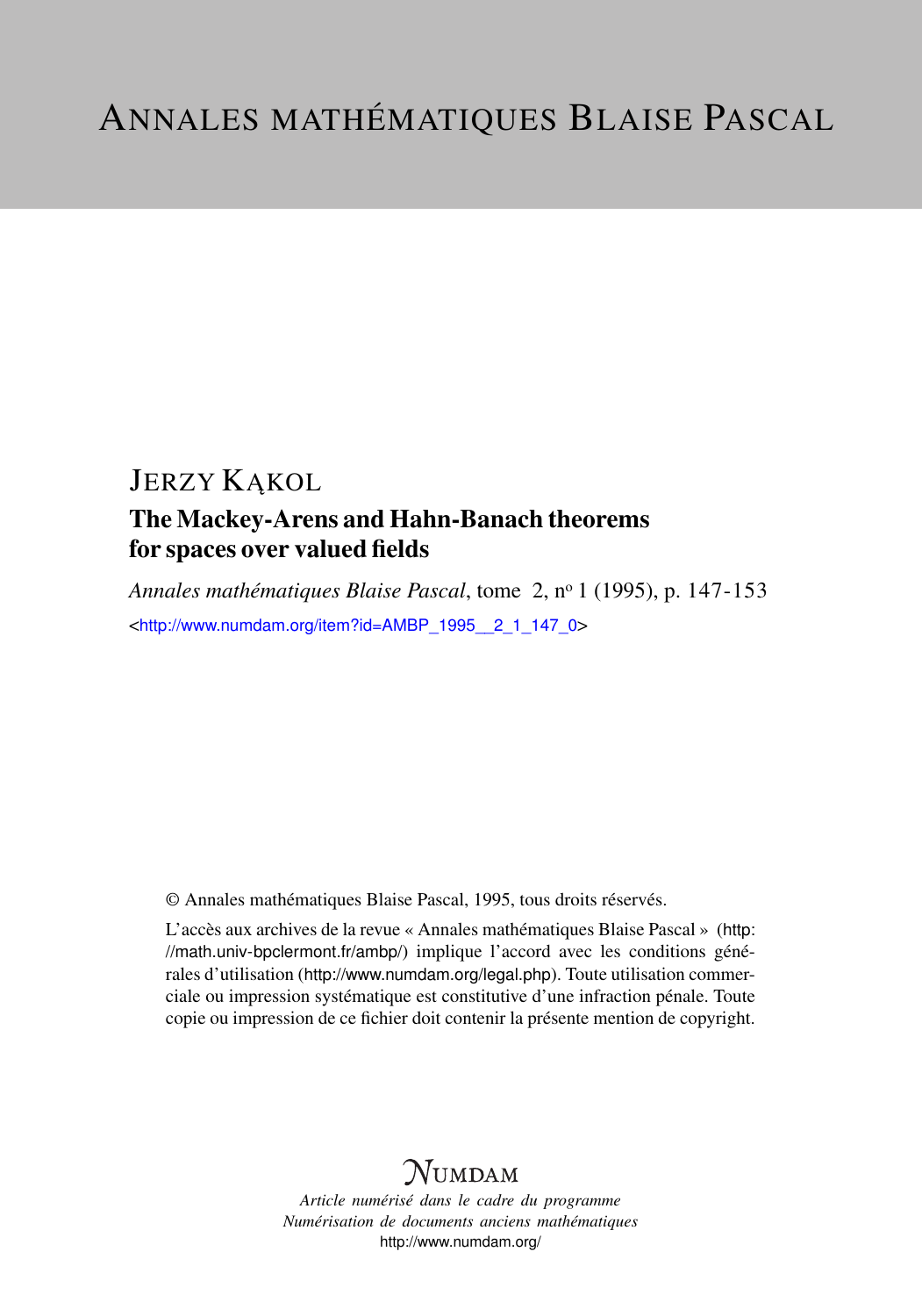# ANNALES MATHÉMATIQUES BLAISE PASCAL

## JERZY KĄKOL

### The Mackey-Arens and Hahn-Banach theorems for spaces over valued fields

*Annales mathématiques Blaise Pascal*, tome 2, nº 1 (1995), p. 147-153

<http://www.numdam.org/item?id=AMBP_1995__2_1_147_0>

© Annales mathématiques Blaise Pascal, 1995, tous droits réservés.

L'accès aux archives de la revue « Annales mathématiques Blaise Pascal » (http://math.univ-bpclermont.fr/ambp/) implique l'accord avec les conditions générales d'utilisation (http://www.numdam.org/legal.php). Toute utilisation commerciale ou impression systématique est constitutive d'une infraction pénale. Toute copie ou impression de ce fichier doit contenir la présente mention de copyright.

NUMDAM

*Article numérisé dans le cadre du programme*
*Numérisation de documents anciens mathématiques*
http://www.numdam.org/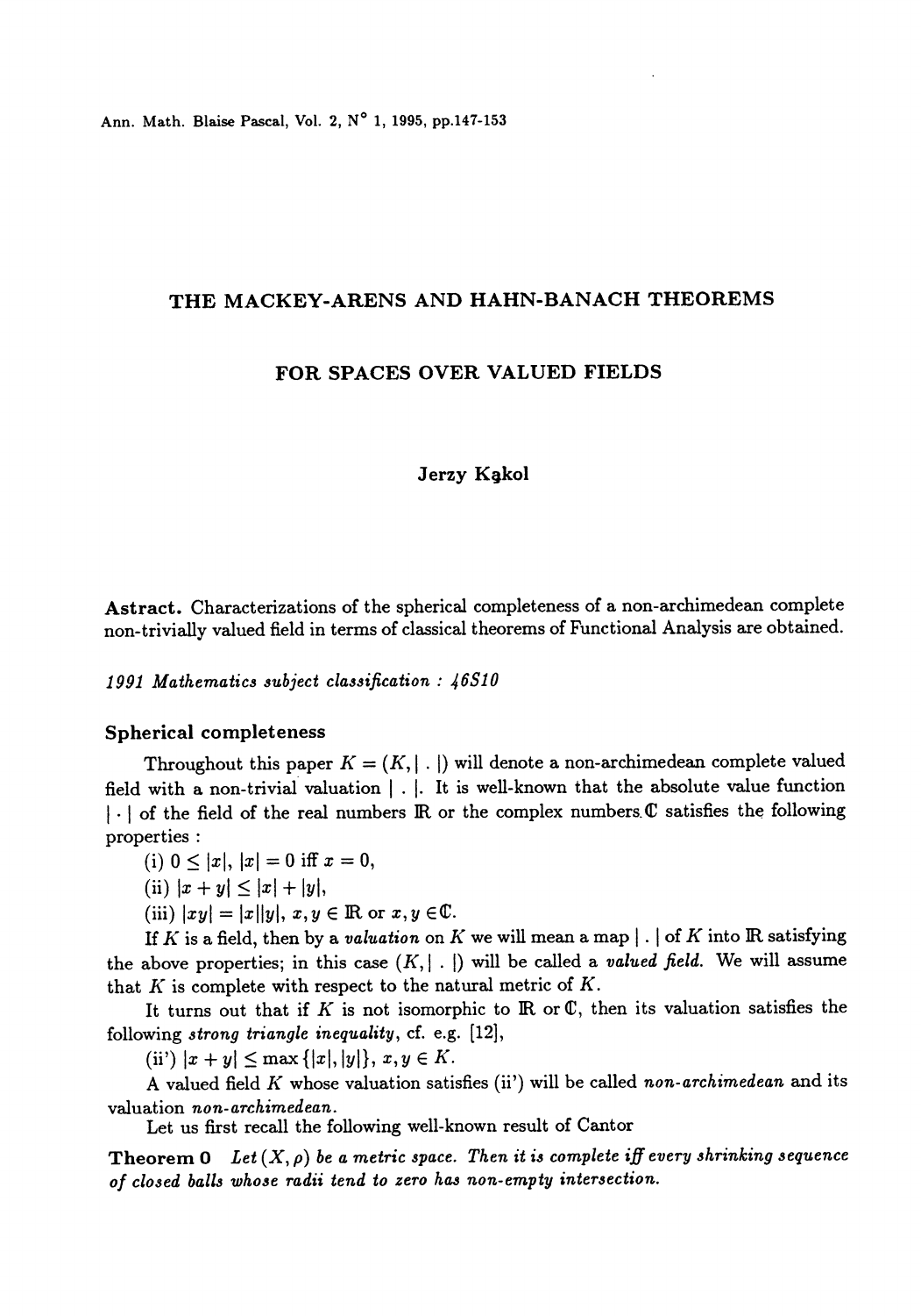# THE MACKEY-ARENS AND HAHN-BANACH THEOREMS

# FOR SPACES OVER VALUED FIELDS

**Jerzy Kąkol**

**Astract.** Characterizations of the spherical completeness of a non-archimedean complete non-trivially valued field in terms of classical theorems of Functional Analysis are obtained.

*1991 Mathematics subject classification : 46S10*

## Spherical completeness

Throughout this paper $K = (K, |\ .\ |)$ will denote a non-archimedean complete valued field with a non-trivial valuation $|\ .\ |$. It is well-known that the absolute value function $|\cdot|$ of the field of the real numbers $\mathbb{R}$ or the complex numbers $\mathbb{C}$ satisfies the following properties :

(i) $0 \leq |x|$, $|x| = 0$ iff $x = 0$,

(ii) $|x + y| \leq |x| + |y|$,

(iii) $|xy| = |x||y|$, $x, y \in \mathbb{R}$ or $x, y \in \mathbb{C}$.

If $K$ is a field, then by a *valuation* on $K$ we will mean a map $|\ .\ |$ of $K$ into $\mathbb{R}$ satisfying the above properties; in this case $(K, |\ .\ |)$ will be called a *valued field*. We will assume that $K$ is complete with respect to the natural metric of $K$.

It turns out that if $K$ is not isomorphic to $\mathbb{R}$ or $\mathbb{C}$, then its valuation satisfies the following *strong triangle inequality*, cf. e.g. [12],

(ii') $|x + y| \leq \max\{|x|, |y|\}$, $x, y \in K$.

A valued field $K$ whose valuation satisfies (ii') will be called *non-archimedean* and its valuation *non-archimedean*.

Let us first recall the following well-known result of Cantor

**Theorem 0** *Let $(X, \rho)$ be a metric space. Then it is complete iff every shrinking sequence of closed balls whose radii tend to zero has non-empty intersection.*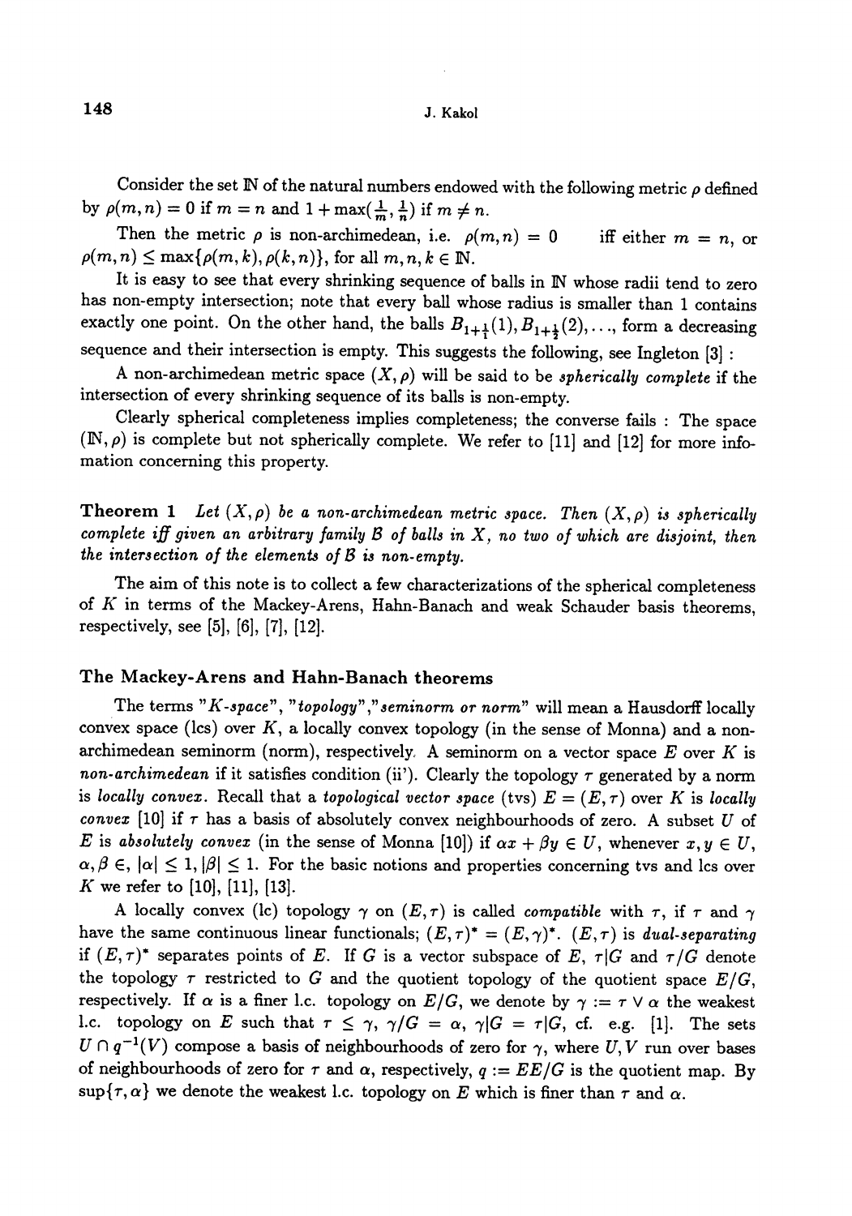Consider the set $\mathbb{N}$ of the natural numbers endowed with the following metric $\rho$ defined by $\rho(m,n) = 0$ if $m = n$ and $1 + \max(\frac{1}{m}, \frac{1}{n})$ if $m \neq n$.

Then the metric $\rho$ is non-archimedean, i.e. $\rho(m,n) = 0$ iff either $m = n$, or $\rho(m,n) \leq \max\{\rho(m,k), \rho(k,n)\}$, for all $m, n, k \in \mathbb{N}$.

It is easy to see that every shrinking sequence of balls in $\mathbb{N}$ whose radii tend to zero has non-empty intersection; note that every ball whose radius is smaller than 1 contains exactly one point. On the other hand, the balls $B_{1+\frac{1}{1}}(1), B_{1+\frac{1}{2}}(2), \ldots$, form a decreasing sequence and their intersection is empty. This suggests the following, see Ingleton [3] :

A non-archimedean metric space $(X, \rho)$ will be said to be *spherically complete* if the intersection of every shrinking sequence of its balls is non-empty.

Clearly spherical completeness implies completeness; the converse fails : The space $(\mathbb{N}, \rho)$ is complete but not spherically complete. We refer to [11] and [12] for more infomation concerning this property.

**Theorem 1** *Let $(X, \rho)$ be a non-archimedean metric space. Then $(X, \rho)$ is spherically complete iff given an arbitrary family $\mathcal{B}$ of balls in $X$, no two of which are disjoint, then the intersection of the elements of $\mathcal{B}$ is non-empty.*

The aim of this note is to collect a few characterizations of the spherical completeness of $K$ in terms of the Mackey-Arens, Hahn-Banach and weak Schauder basis theorems, respectively, see [5], [6], [7], [12].

## The Mackey-Arens and Hahn-Banach theorems

The terms "*$K$-space*", "*topology*", "*seminorm or norm*" will mean a Hausdorff locally convex space (lcs) over $K$, a locally convex topology (in the sense of Monna) and a non-archimedean seminorm (norm), respectively. A seminorm on a vector space $E$ over $K$ is *non-archimedean* if it satisfies condition (ii'). Clearly the topology $\tau$ generated by a norm is *locally convex*. Recall that a *topological vector space* (tvs) $E = (E, \tau)$ over $K$ is *locally convex* [10] if $\tau$ has a basis of absolutely convex neighbourhoods of zero. A subset $U$ of $E$ is *absolutely convex* (in the sense of Monna [10]) if $\alpha x + \beta y \in U$, whenever $x, y \in U$, $\alpha, \beta \in$, $|\alpha| \leq 1, |\beta| \leq 1$. For the basic notions and properties concerning tvs and lcs over $K$ we refer to [10], [11], [13].

A locally convex (lc) topology $\gamma$ on $(E, \tau)$ is called *compatible* with $\tau$, if $\tau$ and $\gamma$ have the same continuous linear functionals; $(E, \tau)^* = (E, \gamma)^*$. $(E, \tau)$ is *dual-separating* if $(E, \tau)^*$ separates points of $E$. If $G$ is a vector subspace of $E$, $\tau|G$ and $\tau/G$ denote the topology $\tau$ restricted to $G$ and the quotient topology of the quotient space $E/G$, respectively. If $\alpha$ is a finer l.c. topology on $E/G$, we denote by $\gamma := \tau \vee \alpha$ the weakest l.c. topology on $E$ such that $\tau \leq \gamma$, $\gamma/G = \alpha$, $\gamma|G = \tau|G$, cf. e.g. [1]. The sets $U \cap q^{-1}(V)$ compose a basis of neighbourhoods of zero for $\gamma$, where $U, V$ run over bases of neighbourhoods of zero for $\tau$ and $\alpha$, respectively, $q := EE/G$ is the quotient map. By $\sup\{\tau, \alpha\}$ we denote the weakest l.c. topology on $E$ which is finer than $\tau$ and $\alpha$.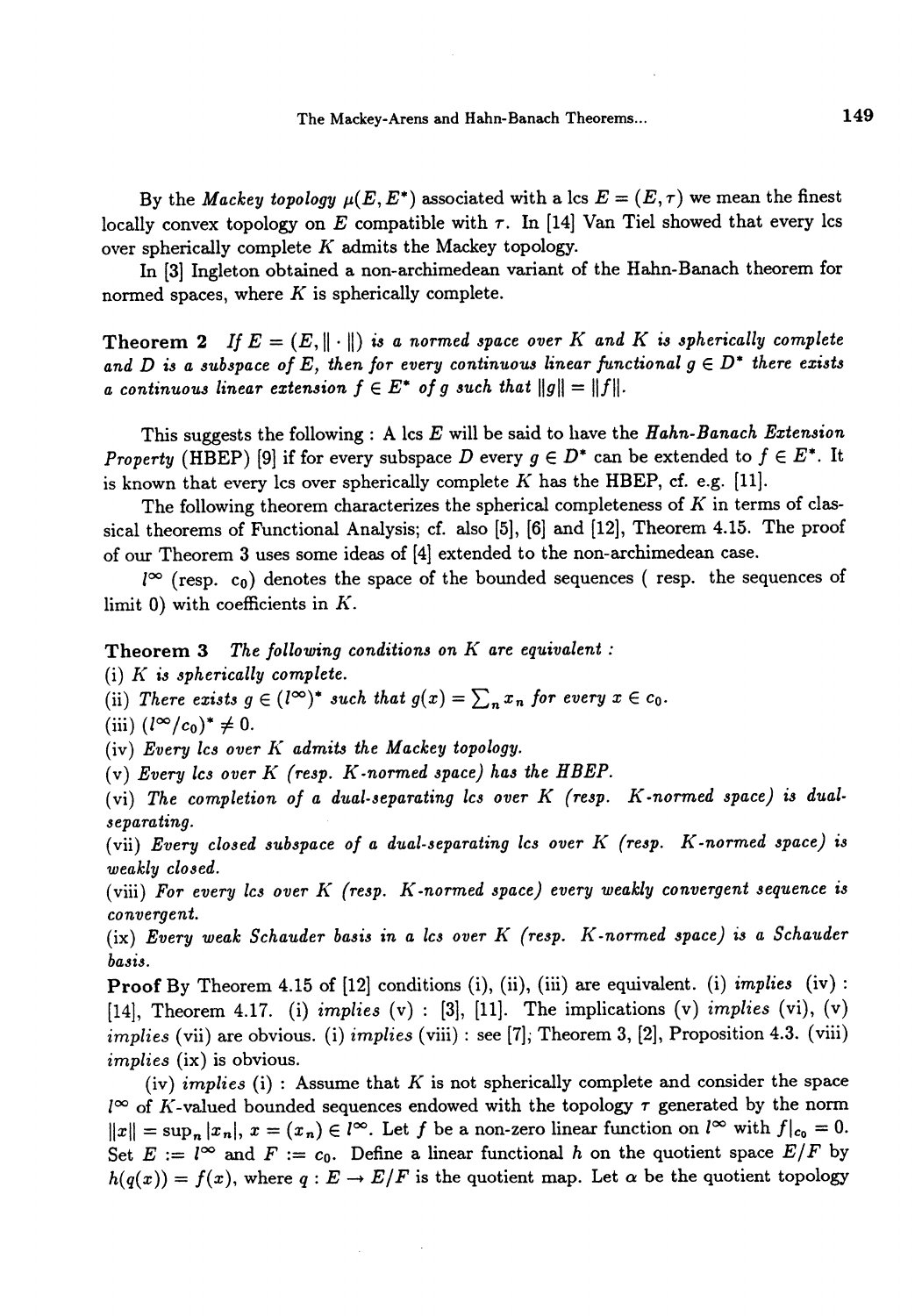By the *Mackey topology* $\mu(E, E^*)$ associated with a lcs $E = (E, \tau)$ we mean the finest locally convex topology on $E$ compatible with $\tau$. In [14] Van Tiel showed that every lcs over spherically complete $K$ admits the Mackey topology.

In [3] Ingleton obtained a non-archimedean variant of the Hahn-Banach theorem for normed spaces, where $K$ is spherically complete.

**Theorem 2** *If $E = (E, \|\cdot\|)$ is a normed space over $K$ and $K$ is spherically complete and $D$ is a subspace of $E$, then for every continuous linear functional $g \in D^*$ there exists a continuous linear extension $f \in E^*$ of $g$ such that $\|g\| = \|f\|$.*

This suggests the following : A lcs $E$ will be said to have the *Hahn-Banach Extension Property* (HBEP) [9] if for every subspace $D$ every $g \in D^*$ can be extended to $f \in E^*$. It is known that every lcs over spherically complete $K$ has the HBEP, cf. e.g. [11].

The following theorem characterizes the spherical completeness of $K$ in terms of classical theorems of Functional Analysis; cf. also [5], [6] and [12], Theorem 4.15. The proof of our Theorem 3 uses some ideas of [4] extended to the non-archimedean case.

$l^\infty$ (resp. $c_0$) denotes the space of the bounded sequences ( resp. the sequences of limit 0) with coefficients in $K$.

**Theorem 3** *The following conditions on $K$ are equivalent :*
*(i) $K$ is spherically complete.*
*(ii) There exists $g \in (l^\infty)^*$ such that $g(x) = \sum_n x_n$ for every $x \in c_0$.*
*(iii) $(l^\infty/c_0)^* \neq 0$.*
*(iv) Every lcs over $K$ admits the Mackey topology.*
*(v) Every lcs over $K$ (resp. $K$-normed space) has the HBEP.*
*(vi) The completion of a dual-separating lcs over $K$ (resp. $K$-normed space) is dual-separating.*
*(vii) Every closed subspace of a dual-separating lcs over $K$ (resp. $K$-normed space) is weakly closed.*
*(viii) For every lcs over $K$ (resp. $K$-normed space) every weakly convergent sequence is convergent.*
*(ix) Every weak Schauder basis in a lcs over $K$ (resp. $K$-normed space) is a Schauder basis.*

**Proof** By Theorem 4.15 of [12] conditions (i), (ii), (iii) are equivalent. (i) *implies* (iv) : [14], Theorem 4.17. (i) *implies* (v) : [3], [11]. The implications (v) *implies* (vi), (v) *implies* (vii) are obvious. (i) *implies* (viii) : see [7]; Theorem 3, [2], Proposition 4.3. (viii) *implies* (ix) is obvious.

(iv) *implies* (i) : Assume that $K$ is not spherically complete and consider the space $l^\infty$ of $K$-valued bounded sequences endowed with the topology $\tau$ generated by the norm $\|x\| = \sup_n |x_n|$, $x = (x_n) \in l^\infty$. Let $f$ be a non-zero linear function on $l^\infty$ with $f|_{c_0} = 0$. Set $E := l^\infty$ and $F := c_0$. Define a linear functional $h$ on the quotient space $E/F$ by $h(q(x)) = f(x)$, where $q : E \to E/F$ is the quotient map. Let $\alpha$ be the quotient topology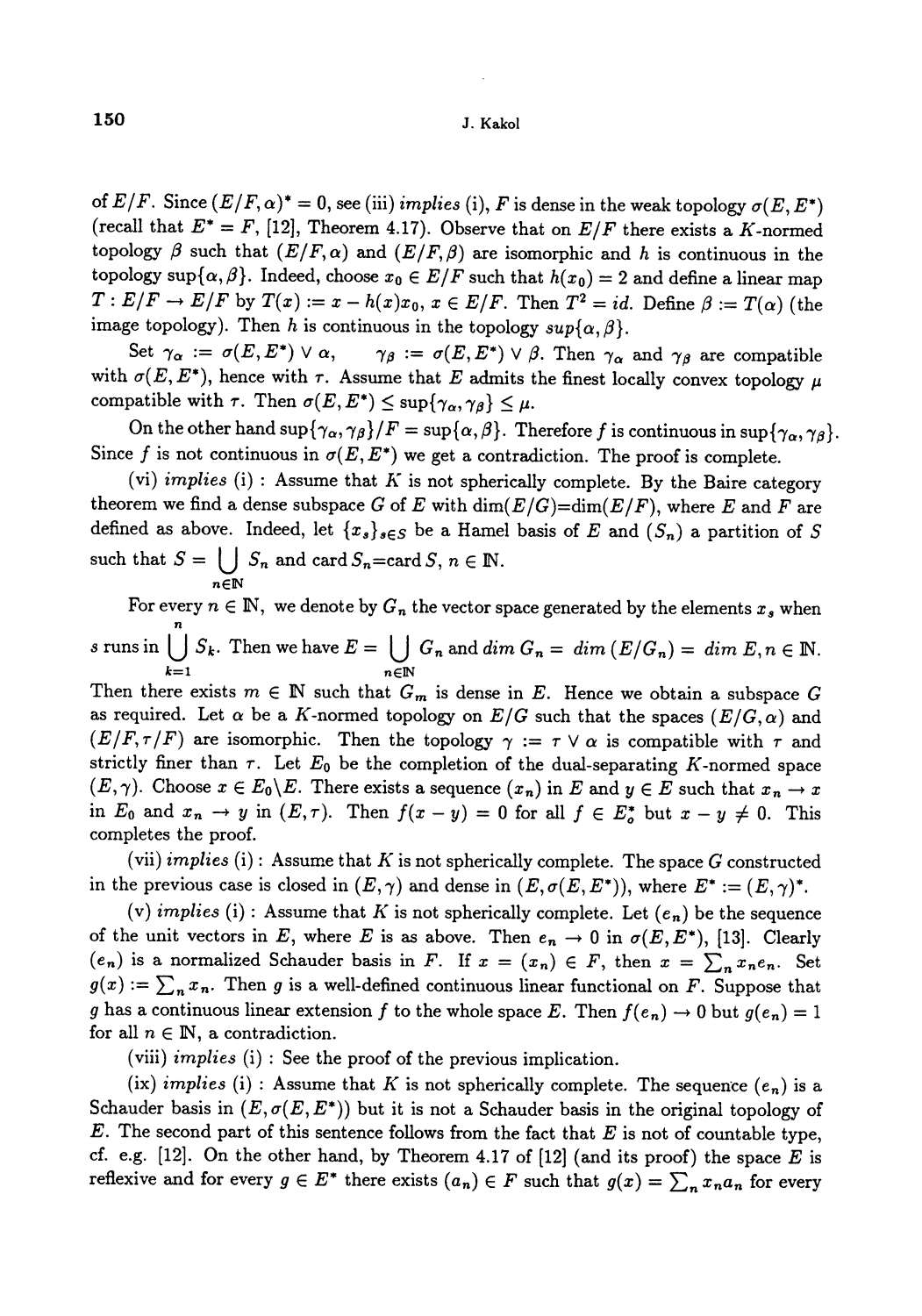of $E/F$. Since $(E/F, \alpha)^* = 0$, see (iii) *implies* (i), $F$ is dense in the weak topology $\sigma(E, E^*)$ (recall that $E^* = F$, [12], Theorem 4.17). Observe that on $E/F$ there exists a $K$-normed topology $\beta$ such that $(E/F, \alpha)$ and $(E/F, \beta)$ are isomorphic and $h$ is continuous in the topology $\sup\{\alpha, \beta\}$. Indeed, choose $x_0 \in E/F$ such that $h(x_0) = 2$ and define a linear map $T : E/F \to E/F$ by $T(x) := x - h(x)x_0$, $x \in E/F$. Then $T^2 = id$. Define $\beta := T(\alpha)$ (the image topology). Then $h$ is continuous in the topology $sup\{\alpha, \beta\}$.

Set $\gamma_\alpha := \sigma(E, E^*) \vee \alpha$, $\quad \gamma_\beta := \sigma(E, E^*) \vee \beta$. Then $\gamma_\alpha$ and $\gamma_\beta$ are compatible with $\sigma(E, E^*)$, hence with $\tau$. Assume that $E$ admits the finest locally convex topology $\mu$ compatible with $\tau$. Then $\sigma(E, E^*) \leq \sup\{\gamma_\alpha, \gamma_\beta\} \leq \mu$.

On the other hand $\sup\{\gamma_\alpha, \gamma_\beta\}/F = \sup\{\alpha, \beta\}$. Therefore $f$ is continuous in $\sup\{\gamma_\alpha, \gamma_\beta\}$. Since $f$ is not continuous in $\sigma(E, E^*)$ we get a contradiction. The proof is complete.

(vi) *implies* (i) : Assume that $K$ is not spherically complete. By the Baire category theorem we find a dense subspace $G$ of $E$ with $\dim(E/G)$=$\dim(E/F)$, where $E$ and $F$ are defined as above. Indeed, let $\{x_s\}_{s \in S}$ be a Hamel basis of $E$ and $(S_n)$ a partition of $S$ such that $S = \bigcup_{n \in \mathbb{N}} S_n$ and $\text{card}\, S_n$=$\text{card}\, S$, $n \in \mathbb{N}$.

For every $n \in \mathbb{N}$, we denote by $G_n$ the vector space generated by the elements $x_s$ when $s$ runs in $\bigcup_{k=1}^{n} S_k$. Then we have $E = \bigcup_{n \in \mathbb{N}} G_n$ and $dim\; G_n = \; dim\; (E/G_n) = \; dim\; E, n \in \mathbb{N}$. Then there exists $m \in \mathbb{N}$ such that $G_m$ is dense in $E$. Hence we obtain a subspace $G$ as required. Let $\alpha$ be a $K$-normed topology on $E/G$ such that the spaces $(E/G, \alpha)$ and $(E/F, \tau/F)$ are isomorphic. Then the topology $\gamma := \tau \vee \alpha$ is compatible with $\tau$ and strictly finer than $\tau$. Let $E_0$ be the completion of the dual-separating $K$-normed space $(E, \gamma)$. Choose $x \in E_0 \backslash E$. There exists a sequence $(x_n)$ in $E$ and $y \in E$ such that $x_n \to x$ in $E_0$ and $x_n \to y$ in $(E, \tau)$. Then $f(x - y) = 0$ for all $f \in E_o^*$ but $x - y \neq 0$. This completes the proof.

(vii) *implies* (i) : Assume that $K$ is not spherically complete. The space $G$ constructed in the previous case is closed in $(E, \gamma)$ and dense in $(E, \sigma(E, E^*))$, where $E^* := (E, \gamma)^*$.

(v) *implies* (i) : Assume that $K$ is not spherically complete. Let $(e_n)$ be the sequence of the unit vectors in $E$, where $E$ is as above. Then $e_n \to 0$ in $\sigma(E, E^*)$, [13]. Clearly $(e_n)$ is a normalized Schauder basis in $F$. If $x = (x_n) \in F$, then $x = \sum_n x_n e_n$. Set $g(x) := \sum_n x_n$. Then $g$ is a well-defined continuous linear functional on $F$. Suppose that $g$ has a continuous linear extension $f$ to the whole space $E$. Then $f(e_n) \to 0$ but $g(e_n) = 1$ for all $n \in \mathbb{N}$, a contradiction.

(viii) *implies* (i) : See the proof of the previous implication.

(ix) *implies* (i) : Assume that $K$ is not spherically complete. The sequence $(e_n)$ is a Schauder basis in $(E, \sigma(E, E^*))$ but it is not a Schauder basis in the original topology of $E$. The second part of this sentence follows from the fact that $E$ is not of countable type, cf. e.g. [12]. On the other hand, by Theorem 4.17 of [12] (and its proof) the space $E$ is reflexive and for every $g \in E^*$ there exists $(a_n) \in F$ such that $g(x) = \sum_n x_n a_n$ for every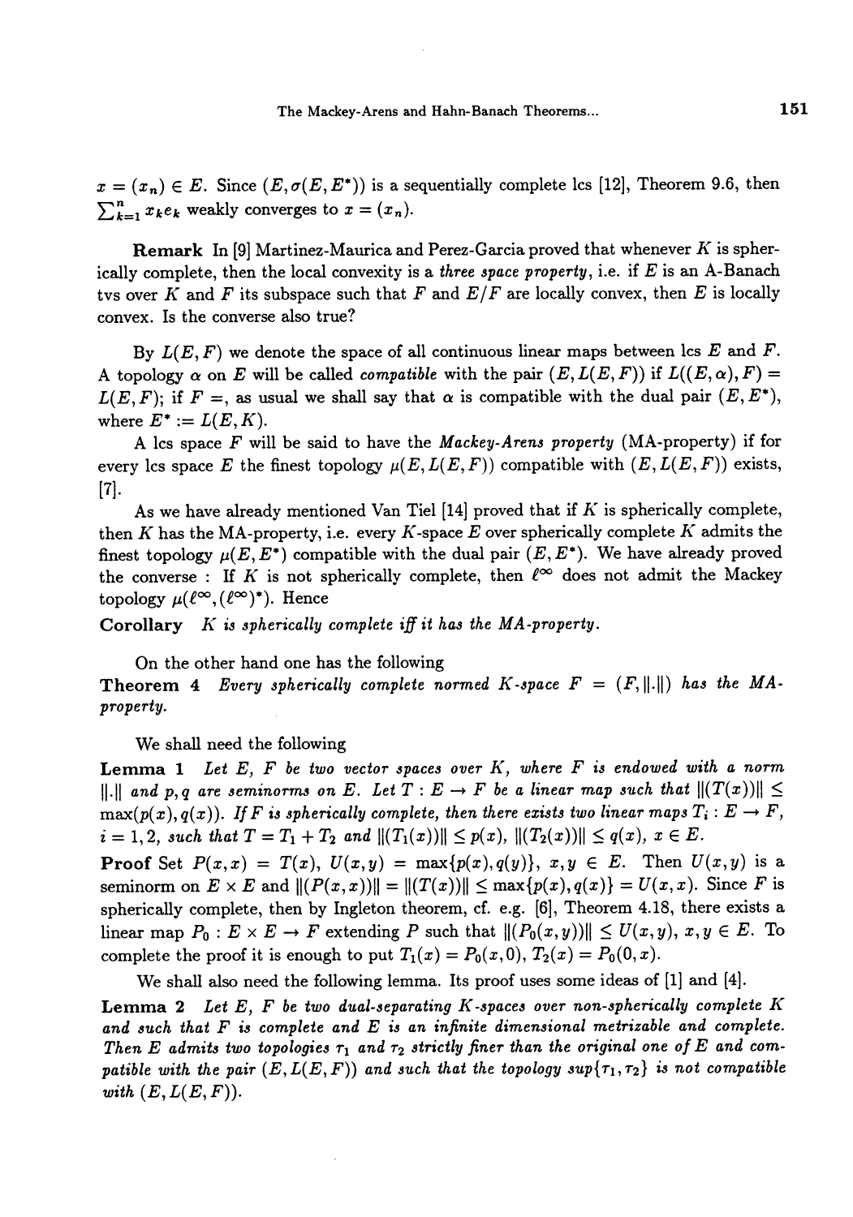$x = (x_n) \in E$. Since $(E, \sigma(E, E^*))$ is a sequentially complete lcs [12], Theorem 9.6, then $\sum_{k=1}^{n} x_k e_k$ weakly converges to $x = (x_n)$.

**Remark** In [9] Martinez-Maurica and Perez-Garcia proved that whenever $K$ is spherically complete, then the local convexity is a *three space property*, i.e. if $E$ is an A-Banach tvs over $K$ and $F$ its subspace such that $F$ and $E/F$ are locally convex, then $E$ is locally convex. Is the converse also true?

By $L(E, F)$ we denote the space of all continuous linear maps between lcs $E$ and $F$. A topology $\alpha$ on $E$ will be called *compatible* with the pair $(E, L(E, F))$ if $L((E, \alpha), F) = L(E, F)$; if $F =$, as usual we shall say that $\alpha$ is compatible with the dual pair $(E, E^*)$, where $E^* := L(E, K)$.

A lcs space $F$ will be said to have the *Mackey-Arens property* (MA-property) if for every lcs space $E$ the finest topology $\mu(E, L(E, F))$ compatible with $(E, L(E, F))$ exists, [7].

As we have already mentioned Van Tiel [14] proved that if $K$ is spherically complete, then $K$ has the MA-property, i.e. every $K$-space $E$ over spherically complete $K$ admits the finest topology $\mu(E, E^*)$ compatible with the dual pair $(E, E^*)$. We have already proved the converse : If $K$ is not spherically complete, then $\ell^\infty$ does not admit the Mackey topology $\mu(\ell^\infty, (\ell^\infty)^*)$. Hence

**Corollary** *$K$ is spherically complete iff it has the MA-property.*

On the other hand one has the following

**Theorem 4** *Every spherically complete normed $K$-space $F = (F, \|.\|)$ has the MA-property.*

We shall need the following

**Lemma 1** *Let $E$, $F$ be two vector spaces over $K$, where $F$ is endowed with a norm $\|.\|$ and $p, q$ are seminorms on $E$. Let $T : E \to F$ be a linear map such that $\|(T(x))\| \leq \max(p(x), q(x))$. If $F$ is spherically complete, then there exists two linear maps $T_i : E \to F$, $i = 1, 2$, such that $T = T_1 + T_2$ and $\|(T_1(x))\| \leq p(x)$, $\|(T_2(x))\| \leq q(x)$, $x \in E$.*

**Proof** Set $P(x, x) = T(x)$, $U(x, y) = \max\{p(x), q(y)\}$, $x, y \in E$. Then $U(x, y)$ is a seminorm on $E \times E$ and $\|(P(x, x))\| = \|(T(x))\| \leq \max\{p(x), q(x)\} = U(x, x)$. Since $F$ is spherically complete, then by Ingleton theorem, cf. e.g. [6], Theorem 4.18, there exists a linear map $P_0 : E \times E \to F$ extending $P$ such that $\|(P_0(x, y))\| \leq U(x, y)$, $x, y \in E$. To complete the proof it is enough to put $T_1(x) = P_0(x, 0)$, $T_2(x) = P_0(0, x)$.

We shall also need the following lemma. Its proof uses some ideas of [1] and [4].

**Lemma 2** *Let $E$, $F$ be two dual-separating $K$-spaces over non-spherically complete $K$ and such that $F$ is complete and $E$ is an infinite dimensional metrizable and complete. Then $E$ admits two topologies $\tau_1$ and $\tau_2$ strictly finer than the original one of $E$ and compatible with the pair $(E, L(E, F))$ and such that the topology $sup\{\tau_1, \tau_2\}$ is not compatible with $(E, L(E, F))$.*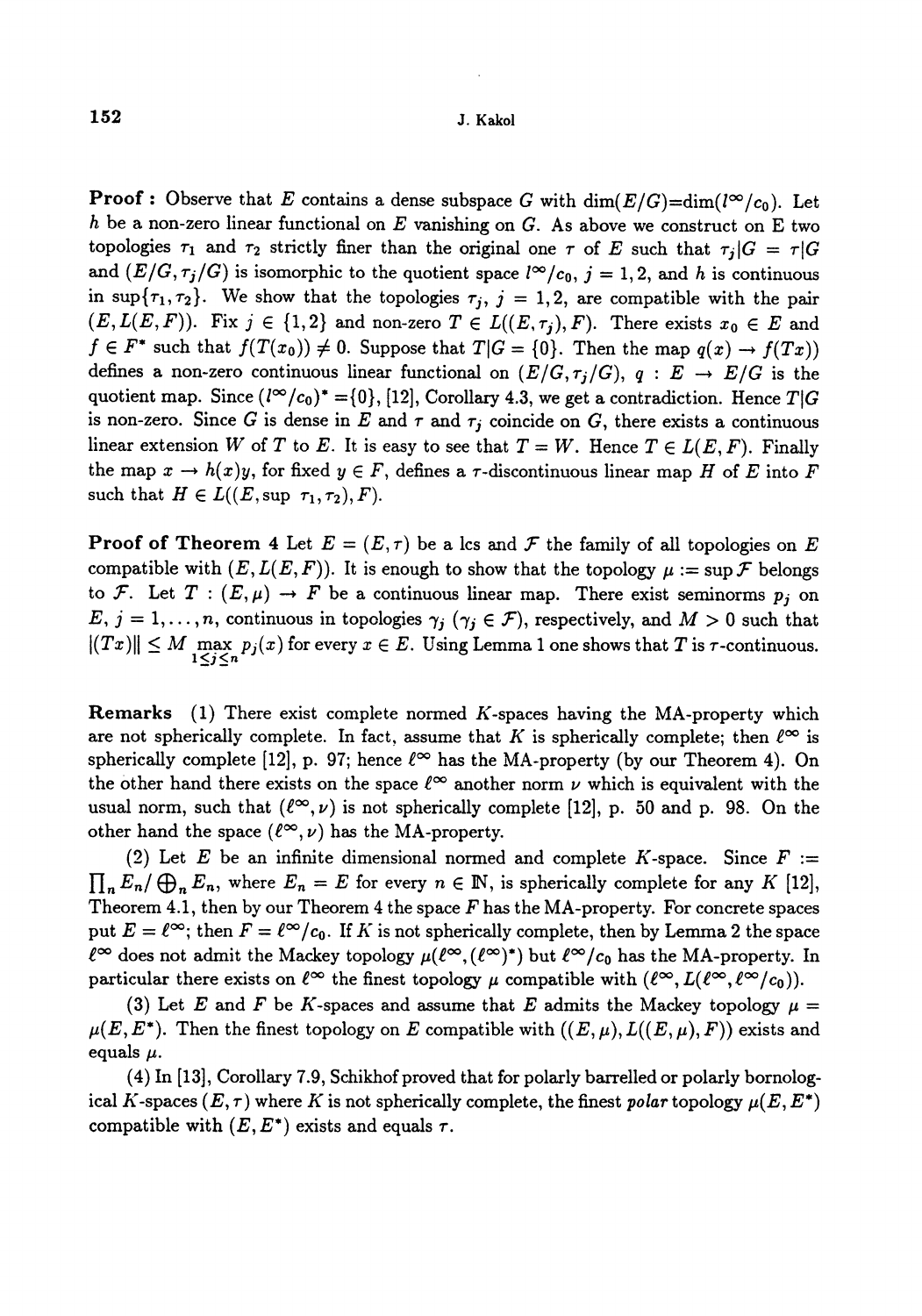**Proof :** Observe that $E$ contains a dense subspace $G$ with $\dim(E/G)=\dim(l^\infty/c_0)$. Let $h$ be a non-zero linear functional on $E$ vanishing on $G$. As above we construct on E two topologies $\tau_1$ and $\tau_2$ strictly finer than the original one $\tau$ of $E$ such that $\tau_j|G = \tau|G$ and $(E/G, \tau_j/G)$ is isomorphic to the quotient space $l^\infty/c_0$, $j = 1, 2$, and $h$ is continuous in $\sup\{\tau_1, \tau_2\}$. We show that the topologies $\tau_j$, $j = 1, 2$, are compatible with the pair $(E, L(E, F))$. Fix $j \in \{1, 2\}$ and non-zero $T \in L((E, \tau_j), F)$. There exists $x_0 \in E$ and $f \in F^*$ such that $f(T(x_0)) \neq 0$. Suppose that $T|G = \{0\}$. Then the map $q(x) \to f(Tx))$ defines a non-zero continuous linear functional on $(E/G, \tau_j/G)$, $q : E \to E/G$ is the quotient map. Since $(l^\infty/c_0)^* = \{0\}$, [12], Corollary 4.3, we get a contradiction. Hence $T|G$ is non-zero. Since $G$ is dense in $E$ and $\tau$ and $\tau_j$ coincide on $G$, there exists a continuous linear extension $W$ of $T$ to $E$. It is easy to see that $T = W$. Hence $T \in L(E, F)$. Finally the map $x \to h(x)y$, for fixed $y \in F$, defines a $\tau$-discontinuous linear map $H$ of $E$ into $F$ such that $H \in L((E, \sup \tau_1, \tau_2), F)$.

**Proof of Theorem 4** Let $E = (E, \tau)$ be a lcs and $\mathcal{F}$ the family of all topologies on $E$ compatible with $(E, L(E, F))$. It is enough to show that the topology $\mu := \sup \mathcal{F}$ belongs to $\mathcal{F}$. Let $T : (E, \mu) \to F$ be a continuous linear map. There exist seminorms $p_j$ on $E$, $j = 1, \ldots, n$, continuous in topologies $\gamma_j$ ($\gamma_j \in \mathcal{F}$), respectively, and $M > 0$ such that $\|(Tx)\| \leq M \max_{1 \leq j \leq n} p_j(x)$ for every $x \in E$. Using Lemma 1 one shows that $T$ is $\tau$-continuous.

**Remarks** (1) There exist complete normed $K$-spaces having the MA-property which are not spherically complete. In fact, assume that $K$ is spherically complete; then $\ell^\infty$ is spherically complete [12], p. 97; hence $\ell^\infty$ has the MA-property (by our Theorem 4). On the other hand there exists on the space $\ell^\infty$ another norm $\nu$ which is equivalent with the usual norm, such that $(\ell^\infty, \nu)$ is not spherically complete [12], p. 50 and p. 98. On the other hand the space $(\ell^\infty, \nu)$ has the MA-property.

(2) Let $E$ be an infinite dimensional normed and complete $K$-space. Since $F := \prod_n E_n / \bigoplus_n E_n$, where $E_n = E$ for every $n \in \mathbb{N}$, is spherically complete for any $K$ [12], Theorem 4.1, then by our Theorem 4 the space $F$ has the MA-property. For concrete spaces put $E = \ell^\infty$; then $F = \ell^\infty/c_0$. If $K$ is not spherically complete, then by Lemma 2 the space $\ell^\infty$ does not admit the Mackey topology $\mu(\ell^\infty, (\ell^\infty)^*)$ but $\ell^\infty/c_0$ has the MA-property. In particular there exists on $\ell^\infty$ the finest topology $\mu$ compatible with $(\ell^\infty, L(\ell^\infty, \ell^\infty/c_0))$.

(3) Let $E$ and $F$ be $K$-spaces and assume that $E$ admits the Mackey topology $\mu = \mu(E, E^*)$. Then the finest topology on $E$ compatible with $((E, \mu), L((E, \mu), F))$ exists and equals $\mu$.

(4) In [13], Corollary 7.9, Schikhof proved that for polarly barrelled or polarly bornological $K$-spaces $(E, \tau)$ where $K$ is not spherically complete, the finest *polar* topology $\mu(E, E^*)$ compatible with $(E, E^*)$ exists and equals $\tau$.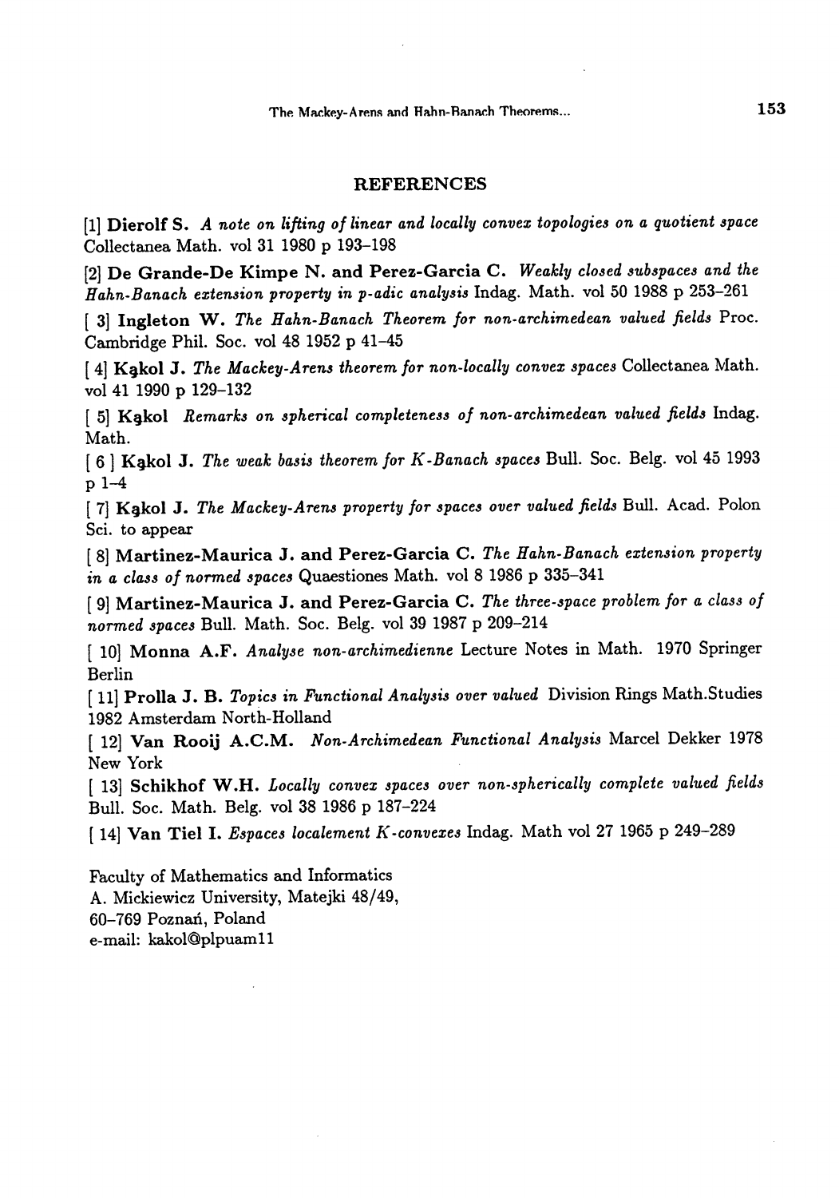## REFERENCES

[1] **Dierolf S.** *A note on lifting of linear and locally convex topologies on a quotient space* Collectanea Math. vol 31 1980 p 193–198

[2] **De Grande-De Kimpe N. and Perez-Garcia C.** *Weakly closed subspaces and the Hahn-Banach extension property in p-adic analysis* Indag. Math. vol 50 1988 p 253–261

[ 3] **Ingleton W.** *The Hahn-Banach Theorem for non-archimedean valued fields* Proc. Cambridge Phil. Soc. vol 48 1952 p 41–45

[ 4] **Kąkol J.** *The Mackey-Arens theorem for non-locally convex spaces* Collectanea Math. vol 41 1990 p 129–132

[ 5] **Kąkol** *Remarks on spherical completeness of non-archimedean valued fields* Indag. Math.

[ 6 ] **Kąkol J.** *The weak basis theorem for K-Banach spaces* Bull. Soc. Belg. vol 45 1993 p 1–4

[ 7] **Kąkol J.** *The Mackey-Arens property for spaces over valued fields* Bull. Acad. Polon Sci. to appear

[ 8] **Martinez-Maurica J. and Perez-Garcia C.** *The Hahn-Banach extension property in a class of normed spaces* Quaestiones Math. vol 8 1986 p 335–341

[ 9] **Martinez-Maurica J. and Perez-Garcia C.** *The three-space problem for a class of normed spaces* Bull. Math. Soc. Belg. vol 39 1987 p 209–214

[ 10] **Monna A.F.** *Analyse non-archimedienne* Lecture Notes in Math. 1970 Springer Berlin

[ 11] **Prolla J. B.** *Topics in Functional Analysis over valued* Division Rings Math.Studies 1982 Amsterdam North-Holland

[ 12] **Van Rooij A.C.M.** *Non-Archimedean Functional Analysis* Marcel Dekker 1978 New York

[ 13] **Schikhof W.H.** *Locally convex spaces over non-spherically complete valued fields* Bull. Soc. Math. Belg. vol 38 1986 p 187–224

[ 14] **Van Tiel I.** *Espaces localement K-convexes* Indag. Math vol 27 1965 p 249–289

Faculty of Mathematics and Informatics
A. Mickiewicz University, Matejki 48/49,
60–769 Poznań, Poland
e-mail: kakol@plpuam11